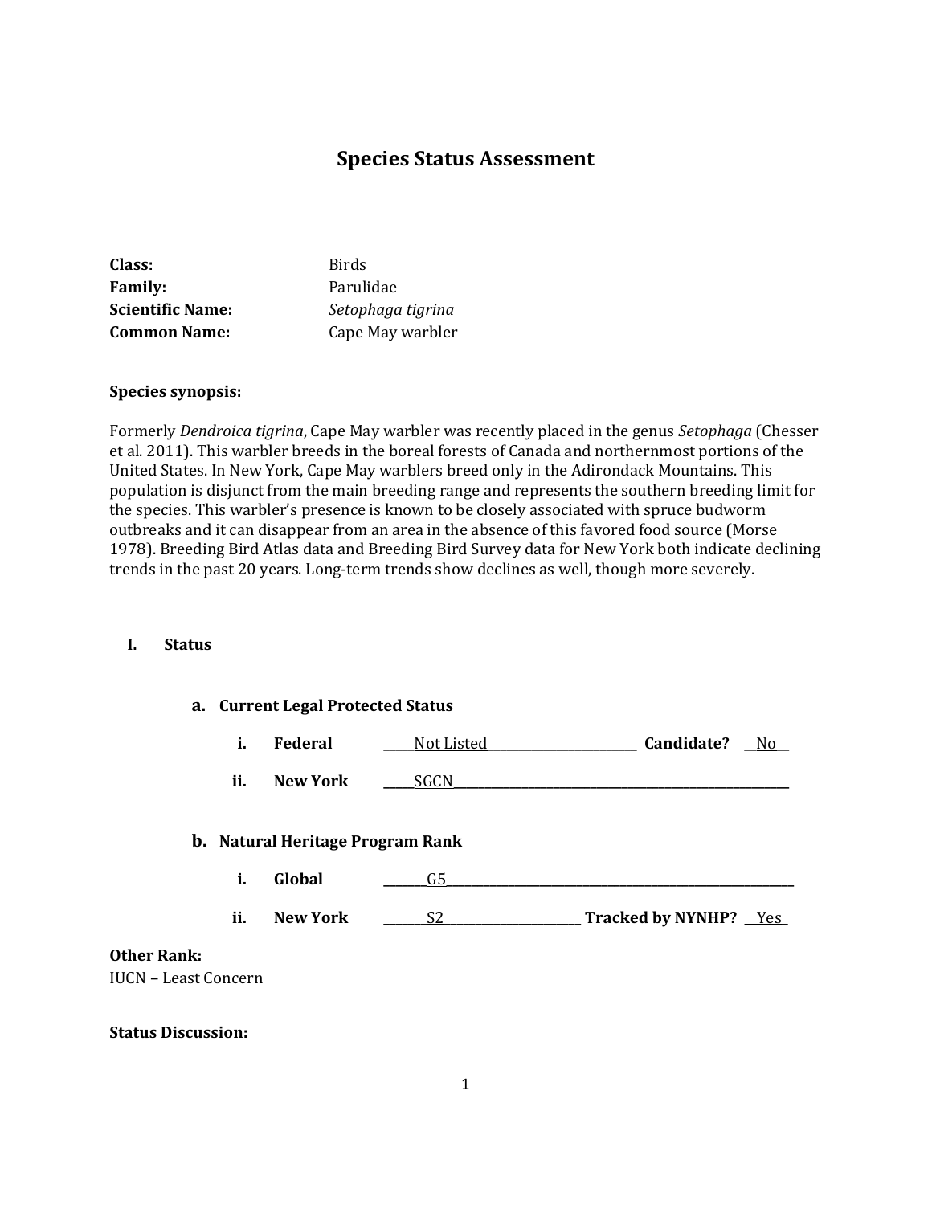# Species Status Assessment

**Class:** Birds
**Family:** Parulidae
**Scientific Name:** *Setophaga tigrina*
**Common Name:** Cape May warbler

**Species synopsis:**

Formerly *Dendroica tigrina*, Cape May warbler was recently placed in the genus *Setophaga* (Chesser et al. 2011). This warbler breeds in the boreal forests of Canada and northernmost portions of the United States. In New York, Cape May warblers breed only in the Adirondack Mountains. This population is disjunct from the main breeding range and represents the southern breeding limit for the species. This warbler's presence is known to be closely associated with spruce budworm outbreaks and it can disappear from an area in the absence of this favored food source (Morse 1978). Breeding Bird Atlas data and Breeding Bird Survey data for New York both indicate declining trends in the past 20 years. Long-term trends show declines as well, though more severely.

## I. Status

### a. Current Legal Protected Status

**i. Federal** _____Not Listed_____ **Candidate?** __No__

**ii. New York** _____SGCN_____

### b. Natural Heritage Program Rank

**i. Global** _____G5_____

**ii. New York** _____S2_____ **Tracked by NYNHP?** __Yes_

**Other Rank:**
IUCN – Least Concern

**Status Discussion:**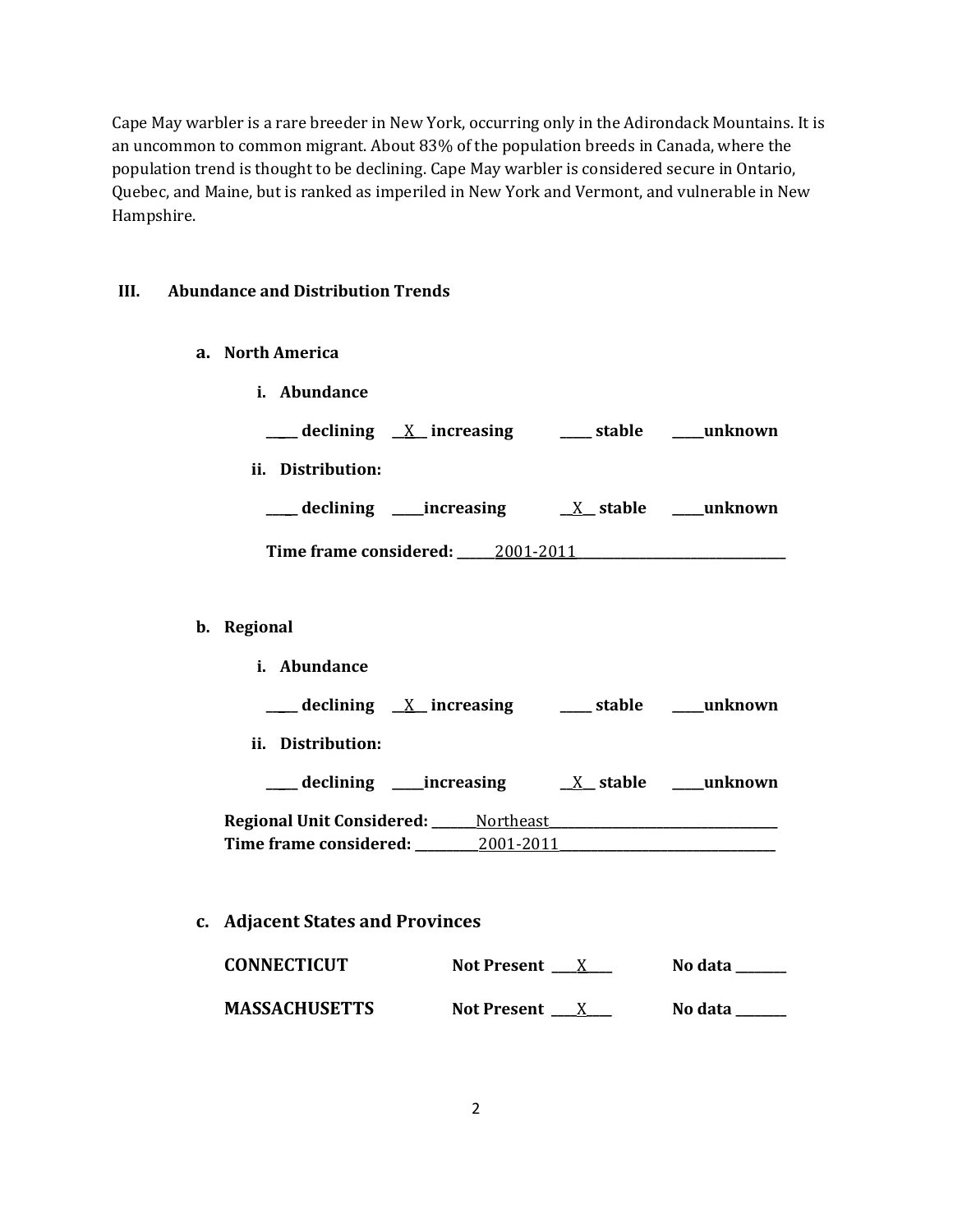Cape May warbler is a rare breeder in New York, occurring only in the Adirondack Mountains. It is an uncommon to common migrant. About 83% of the population breeds in Canada, where the population trend is thought to be declining. Cape May warbler is considered secure in Ontario, Quebec, and Maine, but is ranked as imperiled in New York and Vermont, and vulnerable in New Hampshire.

## III. Abundance and Distribution Trends

### a. North America

**i. Abundance**

**_____ declining __X__ increasing _____ stable _____unknown**

**ii. Distribution:**

**_____ declining _____increasing __X__ stable _____unknown**

**Time frame considered:** 2001-2011

### b. Regional

**i. Abundance**

**_____ declining __X__ increasing _____ stable _____unknown**

**ii. Distribution:**

**_____ declining _____increasing __X__ stable _____unknown**

**Regional Unit Considered:** Northeast
**Time frame considered:** 2001-2011

### c. Adjacent States and Provinces

**CONNECTICUT** **Not Present** __X__ **No data** _______

**MASSACHUSETTS** **Not Present** __X__ **No data** _______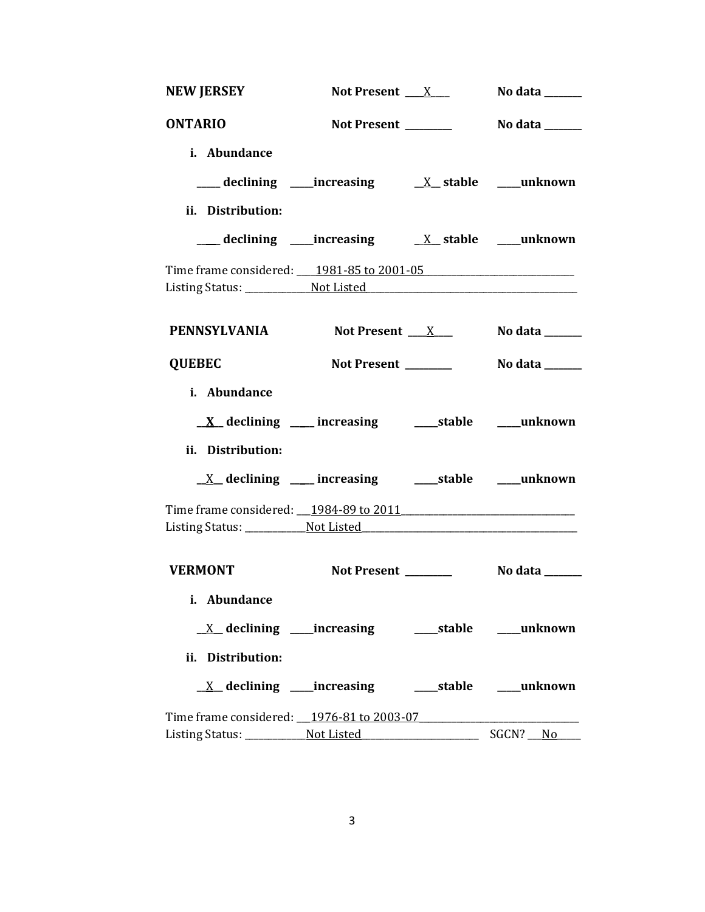**NEW JERSEY** **Not Present** ___X___ **No data** _______

**ONTARIO** **Not Present** _________ **No data** _______

**i. Abundance**

_____ **declining** _____**increasing** __X__ **stable** _____**unknown**

**ii. Distribution:**

_____ **declining** _____**increasing** __X__ **stable** _____**unknown**

Time frame considered: ___1981-85 to 2001-05_______________________________
Listing Status: ______________Not Listed_____________________________________________

**PENNSYLVANIA** **Not Present** ___X___ **No data** _______

**QUEBEC** **Not Present** _________ **No data** _______

**i. Abundance**

__**X**__ **declining** _____ **increasing** _____**stable** _____**unknown**

**ii. Distribution:**

__X__ **declining** _____ **increasing** _____**stable** _____**unknown**

Time frame considered: ___1984-89 to 2011___________________________________
Listing Status: _____________Not Listed_____________________________________________

**VERMONT** **Not Present** _________ **No data** _______

**i. Abundance**

__X__ **declining** _____**increasing** _____**stable** _____**unknown**

**ii. Distribution:**

__X__ **declining** _____**increasing** _____**stable** _____**unknown**

Time frame considered: ___1976-81 to 2003-07________________________________
Listing Status: _____________Not Listed________________________ SGCN? ___No_____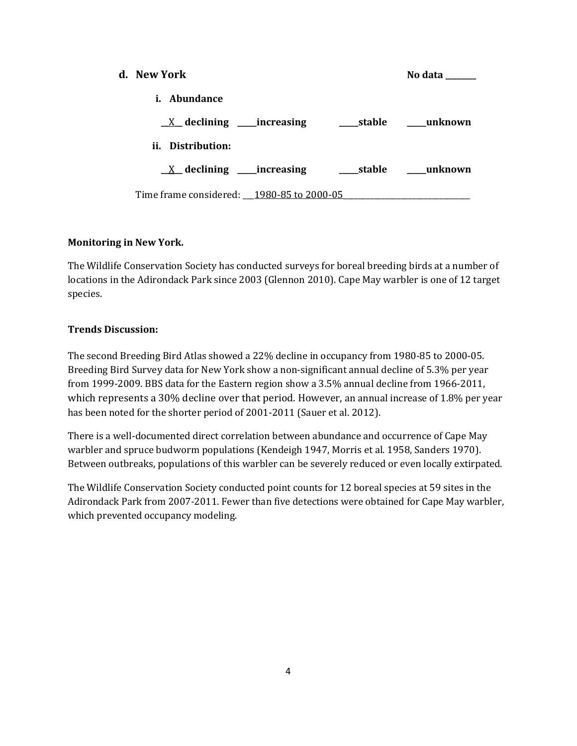**d. New York** No data ________

**i. Abundance**

__X__ **declining** _____**increasing** _____**stable** _____**unknown**

**ii. Distribution:**

__X__ **declining** _____**increasing** _____**stable** _____**unknown**

Time frame considered: ___1980-85 to 2000-05_______________________________

**Monitoring in New York.**

The Wildlife Conservation Society has conducted surveys for boreal breeding birds at a number of locations in the Adirondack Park since 2003 (Glennon 2010). Cape May warbler is one of 12 target species.

**Trends Discussion:**

The second Breeding Bird Atlas showed a 22% decline in occupancy from 1980-85 to 2000-05. Breeding Bird Survey data for New York show a non-significant annual decline of 5.3% per year from 1999-2009. BBS data for the Eastern region show a 3.5% annual decline from 1966-2011, which represents a 30% decline over that period. However, an annual increase of 1.8% per year has been noted for the shorter period of 2001-2011 (Sauer et al. 2012).

There is a well-documented direct correlation between abundance and occurrence of Cape May warbler and spruce budworm populations (Kendeigh 1947, Morris et al. 1958, Sanders 1970). Between outbreaks, populations of this warbler can be severely reduced or even locally extirpated.

The Wildlife Conservation Society conducted point counts for 12 boreal species at 59 sites in the Adirondack Park from 2007-2011. Fewer than five detections were obtained for Cape May warbler, which prevented occupancy modeling.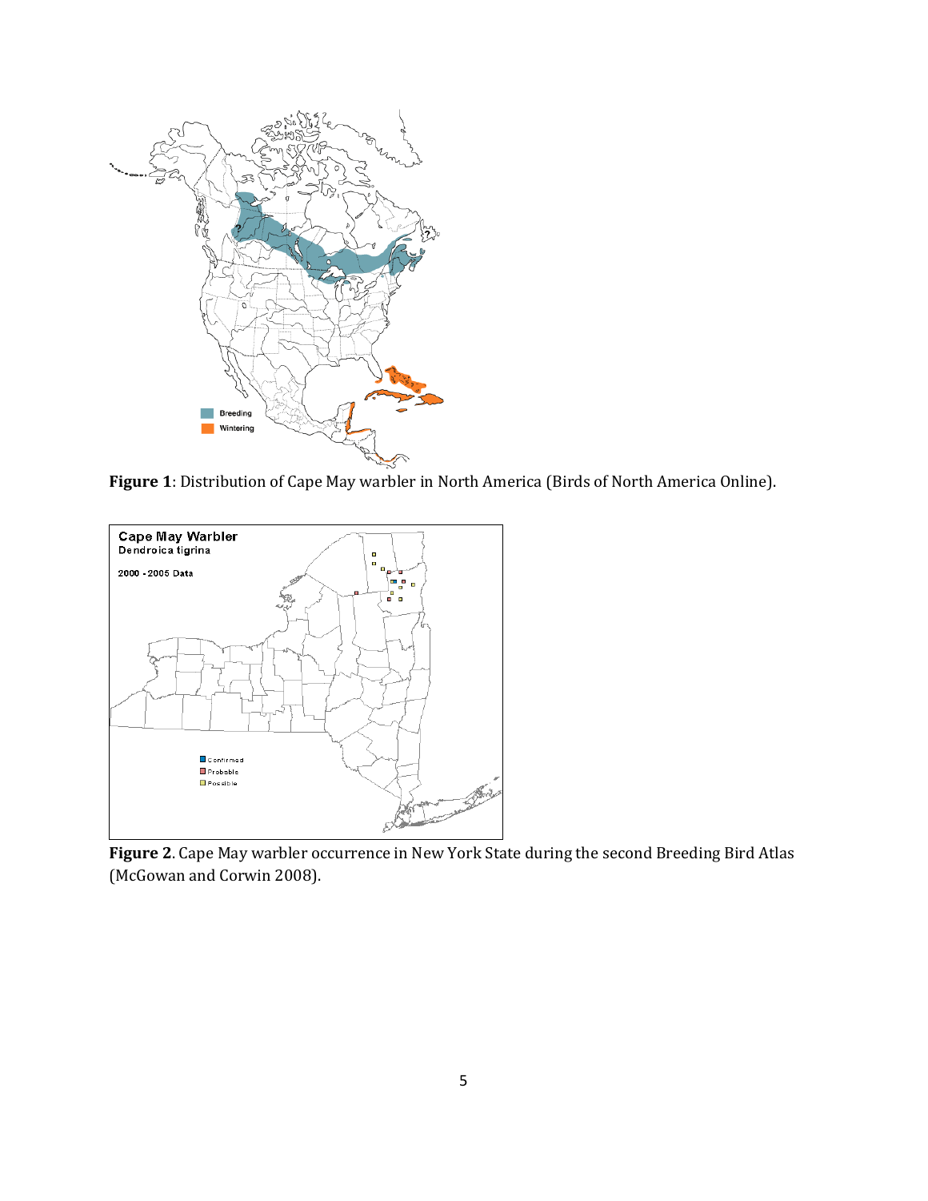**Figure 1**: Distribution of Cape May warbler in North America (Birds of North America Online).

**Figure 2**. Cape May warbler occurrence in New York State during the second Breeding Bird Atlas (McGowan and Corwin 2008).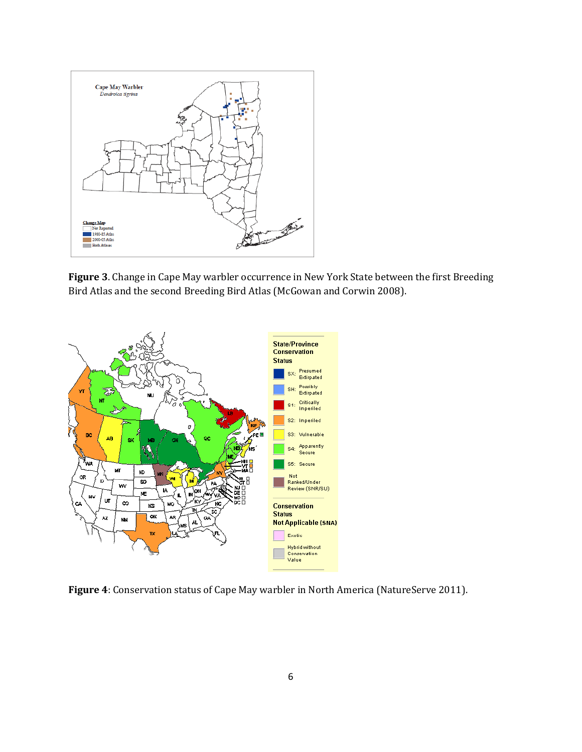**Figure 3**. Change in Cape May warbler occurrence in New York State between the first Breeding Bird Atlas and the second Breeding Bird Atlas (McGowan and Corwin 2008).

**Figure 4**: Conservation status of Cape May warbler in North America (NatureServe 2011).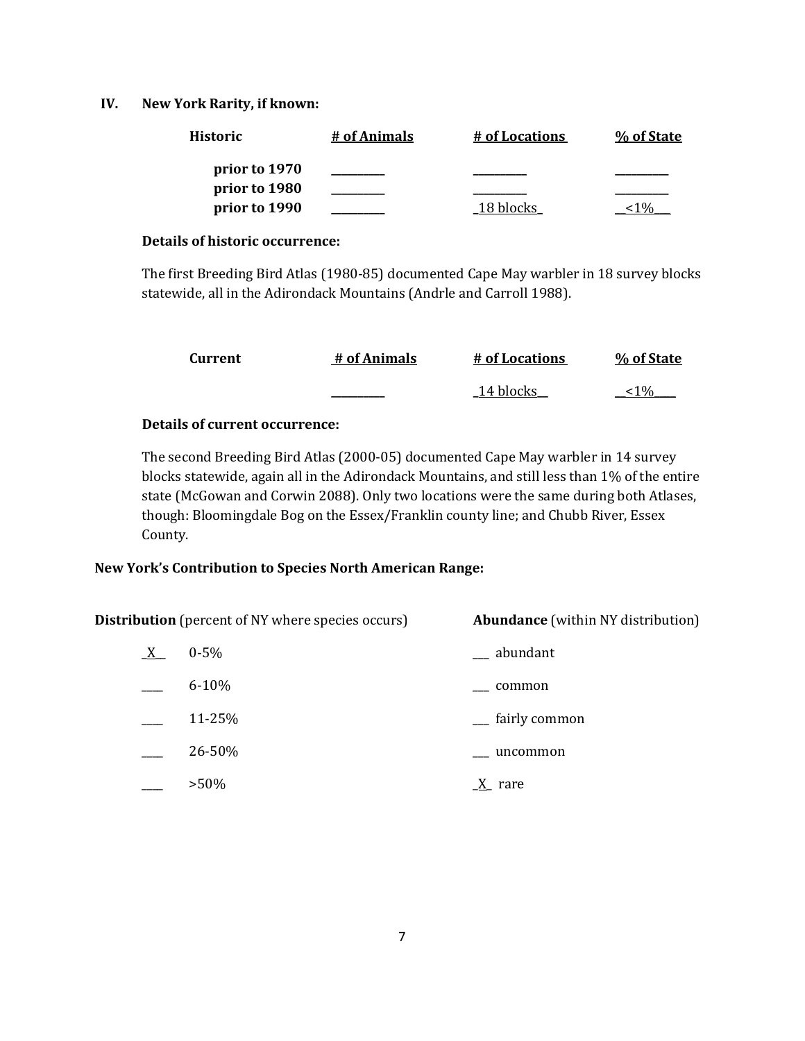## IV. New York Rarity, if known:

| Historic | # of Animals | # of Locations | % of State |
|---|---|---|---|
| prior to 1970 | _________ | _________ | _________ |
| prior to 1980 | _________ | _________ | _________ |
| prior to 1990 | _________ | _18 blocks_ | __<1%___ |

**Details of historic occurrence:**

The first Breeding Bird Atlas (1980-85) documented Cape May warbler in 18 survey blocks statewide, all in the Adirondack Mountains (Andrle and Carroll 1988).

| Current | # of Animals | # of Locations | % of State |
|---|---|---|---|
| | _________ | _14 blocks__ | __<1%____ |

**Details of current occurrence:**

The second Breeding Bird Atlas (2000-05) documented Cape May warbler in 14 survey blocks statewide, again all in the Adirondack Mountains, and still less than 1% of the entire state (McGowan and Corwin 2088). Only two locations were the same during both Atlases, though: Bloomingdale Bog on the Essex/Franklin county line; and Chubb River, Essex County.

**New York's Contribution to Species North American Range:**

| **Distribution** (percent of NY where species occurs) | | **Abundance** (within NY distribution) | |
|---|---|---|---|
| _X__ | 0-5% | ___ | abundant |
| ____ | 6-10% | ___ | common |
| ____ | 11-25% | ___ | fairly common |
| ____ | 26-50% | ___ | uncommon |
| ____ | >50% | _X_ | rare |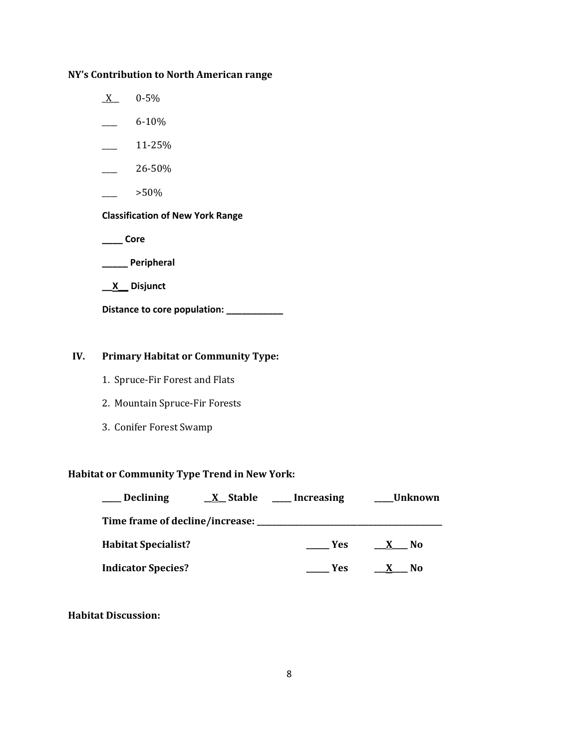**NY's Contribution to North American range**

_X__ 0-5%

___ 6-10%

___ 11-25%

___ 26-50%

___ >50%

**Classification of New York Range**

**_____ Core**

**______ Peripheral**

**__X__ Disjunct**

**Distance to core population: ____________**

## IV. Primary Habitat or Community Type:

1. Spruce-Fir Forest and Flats
2. Mountain Spruce-Fir Forests
3. Conifer Forest Swamp

**Habitat or Community Type Trend in New York:**

**____ Declining __X__ Stable ____ Increasing ____Unknown**

**Time frame of decline/increase: ___________________________________________**

**Habitat Specialist?** _____ **Yes** __X___ **No**

**Indicator Species?** _____ **Yes** __X___ **No**

**Habitat Discussion:**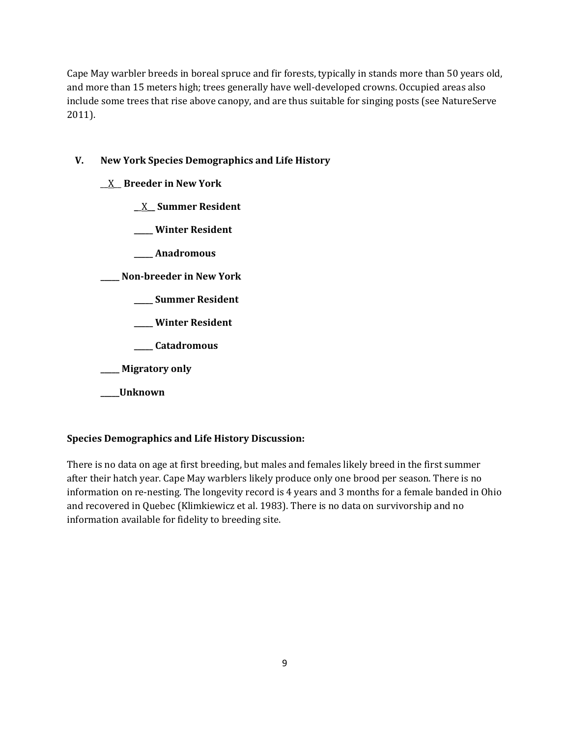Cape May warbler breeds in boreal spruce and fir forests, typically in stands more than 50 years old, and more than 15 meters high; trees generally have well-developed crowns. Occupied areas also include some trees that rise above canopy, and are thus suitable for singing posts (see NatureServe 2011).

## V. New York Species Demographics and Life History

__X__ **Breeder in New York**

- __X__ **Summer Resident**
- _____ **Winter Resident**
- _____ **Anadromous**

_____ **Non-breeder in New York**

- _____ **Summer Resident**
- _____ **Winter Resident**
- _____ **Catadromous**

_____ **Migratory only**

_____ **Unknown**

**Species Demographics and Life History Discussion:**

There is no data on age at first breeding, but males and females likely breed in the first summer after their hatch year. Cape May warblers likely produce only one brood per season. There is no information on re-nesting. The longevity record is 4 years and 3 months for a female banded in Ohio and recovered in Quebec (Klimkiewicz et al. 1983). There is no data on survivorship and no information available for fidelity to breeding site.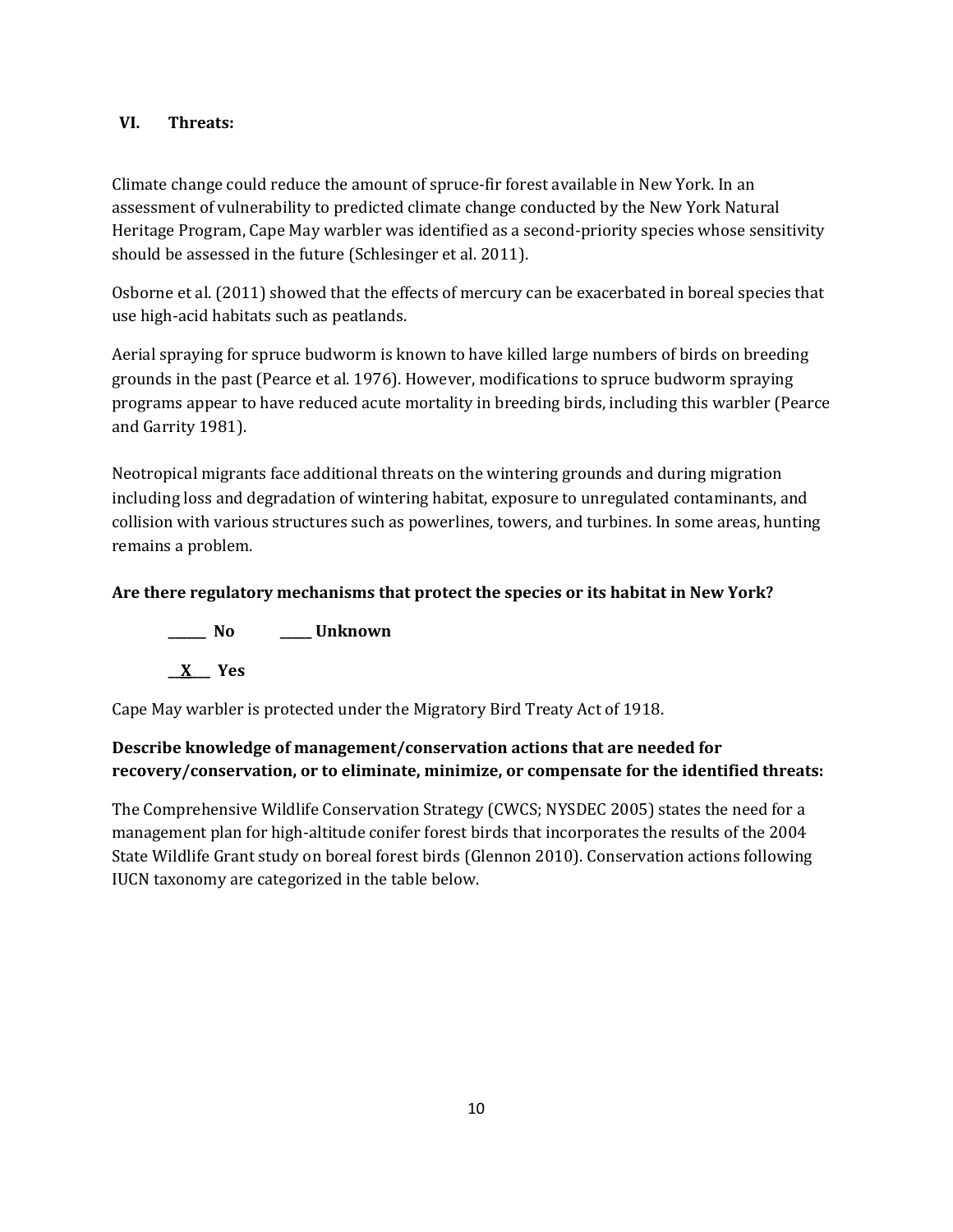## VI. Threats:

Climate change could reduce the amount of spruce-fir forest available in New York. In an assessment of vulnerability to predicted climate change conducted by the New York Natural Heritage Program, Cape May warbler was identified as a second-priority species whose sensitivity should be assessed in the future (Schlesinger et al. 2011).

Osborne et al. (2011) showed that the effects of mercury can be exacerbated in boreal species that use high-acid habitats such as peatlands.

Aerial spraying for spruce budworm is known to have killed large numbers of birds on breeding grounds in the past (Pearce et al. 1976). However, modifications to spruce budworm spraying programs appear to have reduced acute mortality in breeding birds, including this warbler (Pearce and Garrity 1981).

Neotropical migrants face additional threats on the wintering grounds and during migration including loss and degradation of wintering habitat, exposure to unregulated contaminants, and collision with various structures such as powerlines, towers, and turbines. In some areas, hunting remains a problem.

**Are there regulatory mechanisms that protect the species or its habitat in New York?**

**______ No** **_____ Unknown**

**__X___ Yes**

Cape May warbler is protected under the Migratory Bird Treaty Act of 1918.

**Describe knowledge of management/conservation actions that are needed for recovery/conservation, or to eliminate, minimize, or compensate for the identified threats:**

The Comprehensive Wildlife Conservation Strategy (CWCS; NYSDEC 2005) states the need for a management plan for high-altitude conifer forest birds that incorporates the results of the 2004 State Wildlife Grant study on boreal forest birds (Glennon 2010). Conservation actions following IUCN taxonomy are categorized in the table below.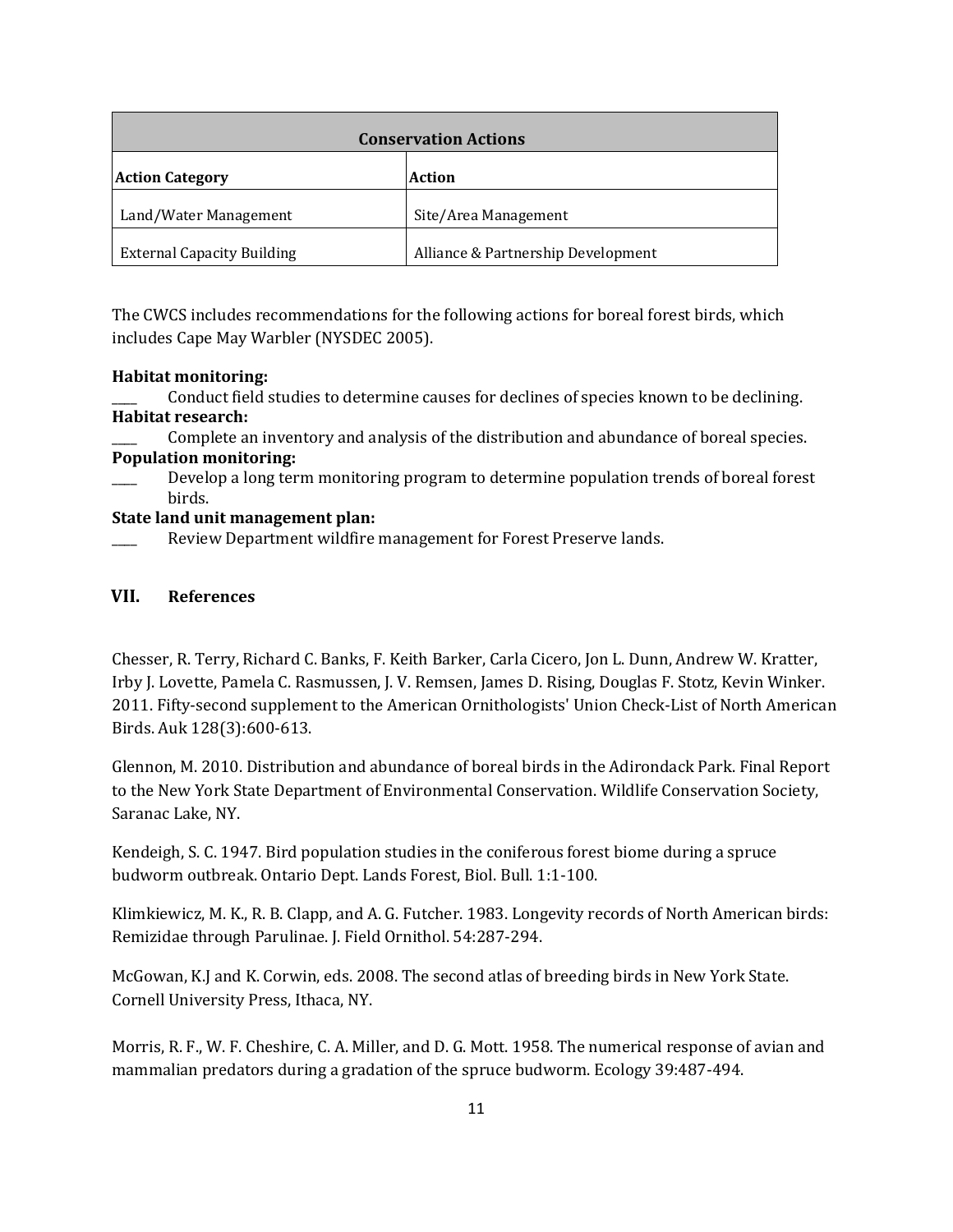| Conservation Actions | |
|---|---|
| **Action Category** | **Action** |
| Land/Water Management | Site/Area Management |
| External Capacity Building | Alliance & Partnership Development |

The CWCS includes recommendations for the following actions for boreal forest birds, which includes Cape May Warbler (NYSDEC 2005).

**Habitat monitoring:**
____ Conduct field studies to determine causes for declines of species known to be declining.
**Habitat research:**
____ Complete an inventory and analysis of the distribution and abundance of boreal species.
**Population monitoring:**
____ Develop a long term monitoring program to determine population trends of boreal forest birds.
**State land unit management plan:**
____ Review Department wildfire management for Forest Preserve lands.

## VII. References

Chesser, R. Terry, Richard C. Banks, F. Keith Barker, Carla Cicero, Jon L. Dunn, Andrew W. Kratter, Irby J. Lovette, Pamela C. Rasmussen, J. V. Remsen, James D. Rising, Douglas F. Stotz, Kevin Winker. 2011. Fifty-second supplement to the American Ornithologists' Union Check-List of North American Birds. Auk 128(3):600-613.

Glennon, M. 2010. Distribution and abundance of boreal birds in the Adirondack Park. Final Report to the New York State Department of Environmental Conservation. Wildlife Conservation Society, Saranac Lake, NY.

Kendeigh, S. C. 1947. Bird population studies in the coniferous forest biome during a spruce budworm outbreak. Ontario Dept. Lands Forest, Biol. Bull. 1:1-100.

Klimkiewicz, M. K., R. B. Clapp, and A. G. Futcher. 1983. Longevity records of North American birds: Remizidae through Parulinae. J. Field Ornithol. 54:287-294.

McGowan, K.J and K. Corwin, eds. 2008. The second atlas of breeding birds in New York State. Cornell University Press, Ithaca, NY.

Morris, R. F., W. F. Cheshire, C. A. Miller, and D. G. Mott. 1958. The numerical response of avian and mammalian predators during a gradation of the spruce budworm. Ecology 39:487-494.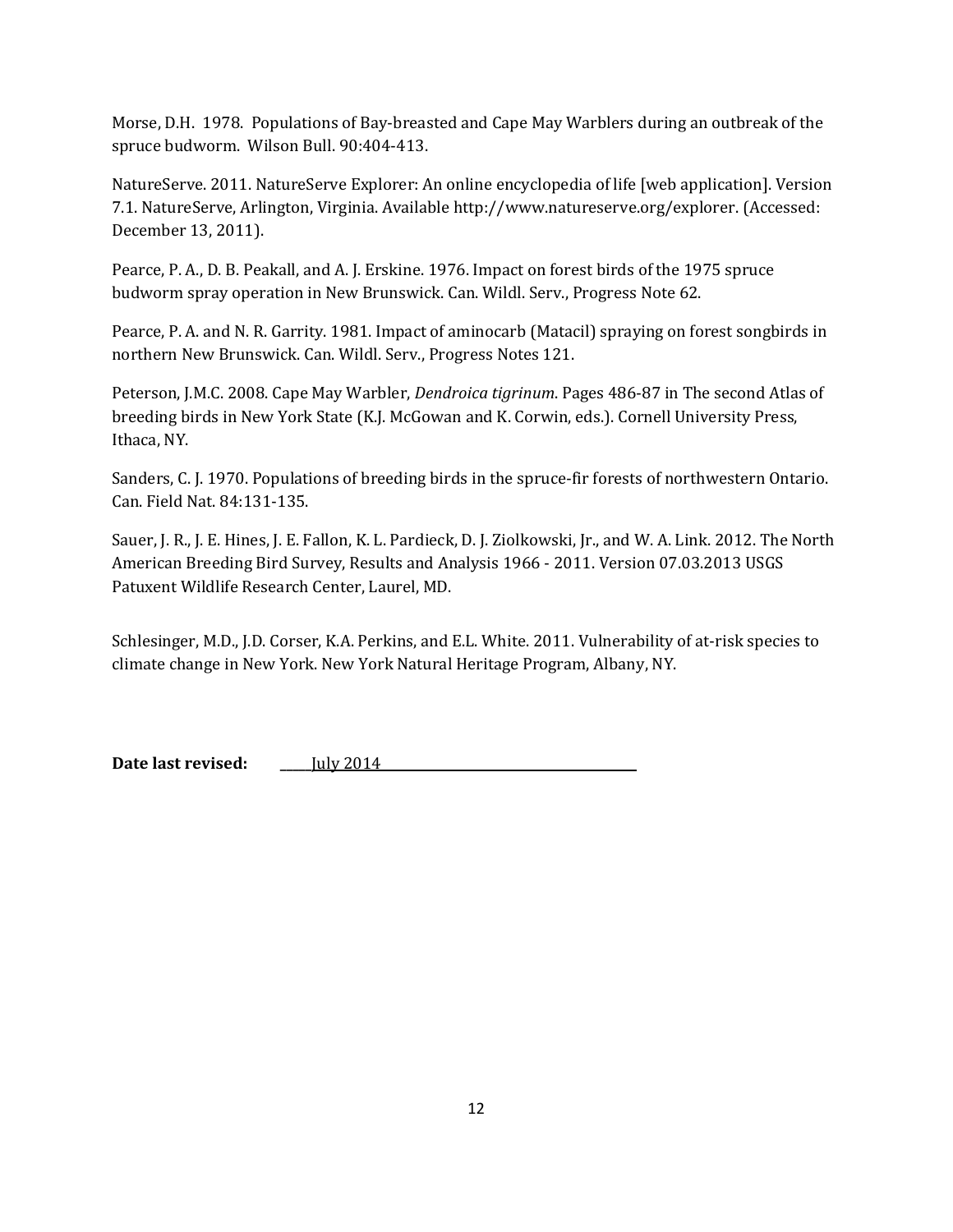Morse, D.H. 1978. Populations of Bay-breasted and Cape May Warblers during an outbreak of the spruce budworm. Wilson Bull. 90:404-413.

NatureServe. 2011. NatureServe Explorer: An online encyclopedia of life [web application]. Version 7.1. NatureServe, Arlington, Virginia. Available http://www.natureserve.org/explorer. (Accessed: December 13, 2011).

Pearce, P. A., D. B. Peakall, and A. J. Erskine. 1976. Impact on forest birds of the 1975 spruce budworm spray operation in New Brunswick. Can. Wildl. Serv., Progress Note 62.

Pearce, P. A. and N. R. Garrity. 1981. Impact of aminocarb (Matacil) spraying on forest songbirds in northern New Brunswick. Can. Wildl. Serv., Progress Notes 121.

Peterson, J.M.C. 2008. Cape May Warbler, *Dendroica tigrinum*. Pages 486-87 in The second Atlas of breeding birds in New York State (K.J. McGowan and K. Corwin, eds.). Cornell University Press, Ithaca, NY.

Sanders, C. J. 1970. Populations of breeding birds in the spruce-fir forests of northwestern Ontario. Can. Field Nat. 84:131-135.

Sauer, J. R., J. E. Hines, J. E. Fallon, K. L. Pardieck, D. J. Ziolkowski, Jr., and W. A. Link. 2012. The North American Breeding Bird Survey, Results and Analysis 1966 - 2011. Version 07.03.2013 USGS Patuxent Wildlife Research Center, Laurel, MD.

Schlesinger, M.D., J.D. Corser, K.A. Perkins, and E.L. White. 2011. Vulnerability of at-risk species to climate change in New York. New York Natural Heritage Program, Albany, NY.

**Date last revised:** July 2014